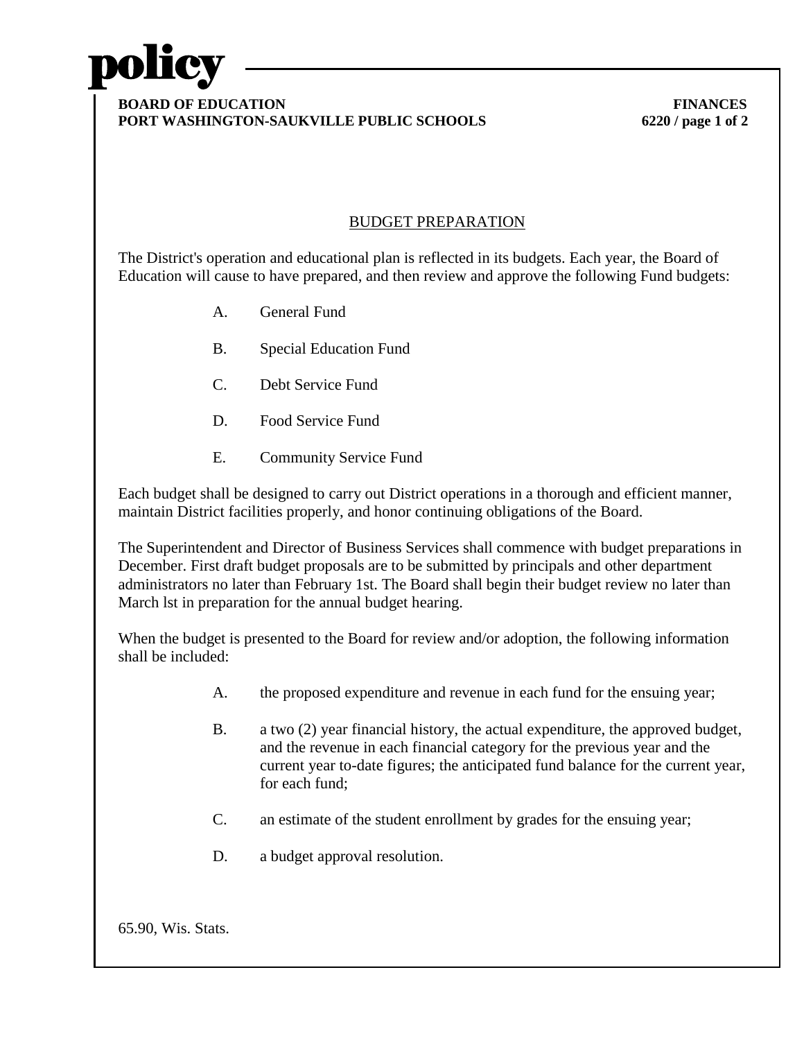# BUDGET PREPARATION

The District's operation and educational plan is reflected in its budgets. Each year, the Board of Education will cause to have prepared, and then review and approve the following Fund budgets:

A. General Fund

B. Special Education Fund

C. Debt Service Fund

D. Food Service Fund

E. Community Service Fund

Each budget shall be designed to carry out District operations in a thorough and efficient manner, maintain District facilities properly, and honor continuing obligations of the Board.

The Superintendent and Director of Business Services shall commence with budget preparations in December. First draft budget proposals are to be submitted by principals and other department administrators no later than February 1st. The Board shall begin their budget review no later than March lst in preparation for the annual budget hearing.

When the budget is presented to the Board for review and/or adoption, the following information shall be included:

A. the proposed expenditure and revenue in each fund for the ensuing year;

B. a two (2) year financial history, the actual expenditure, the approved budget, and the revenue in each financial category for the previous year and the current year to-date figures; the anticipated fund balance for the current year, for each fund;

C. an estimate of the student enrollment by grades for the ensuing year;

D. a budget approval resolution.

65.90, Wis. Stats.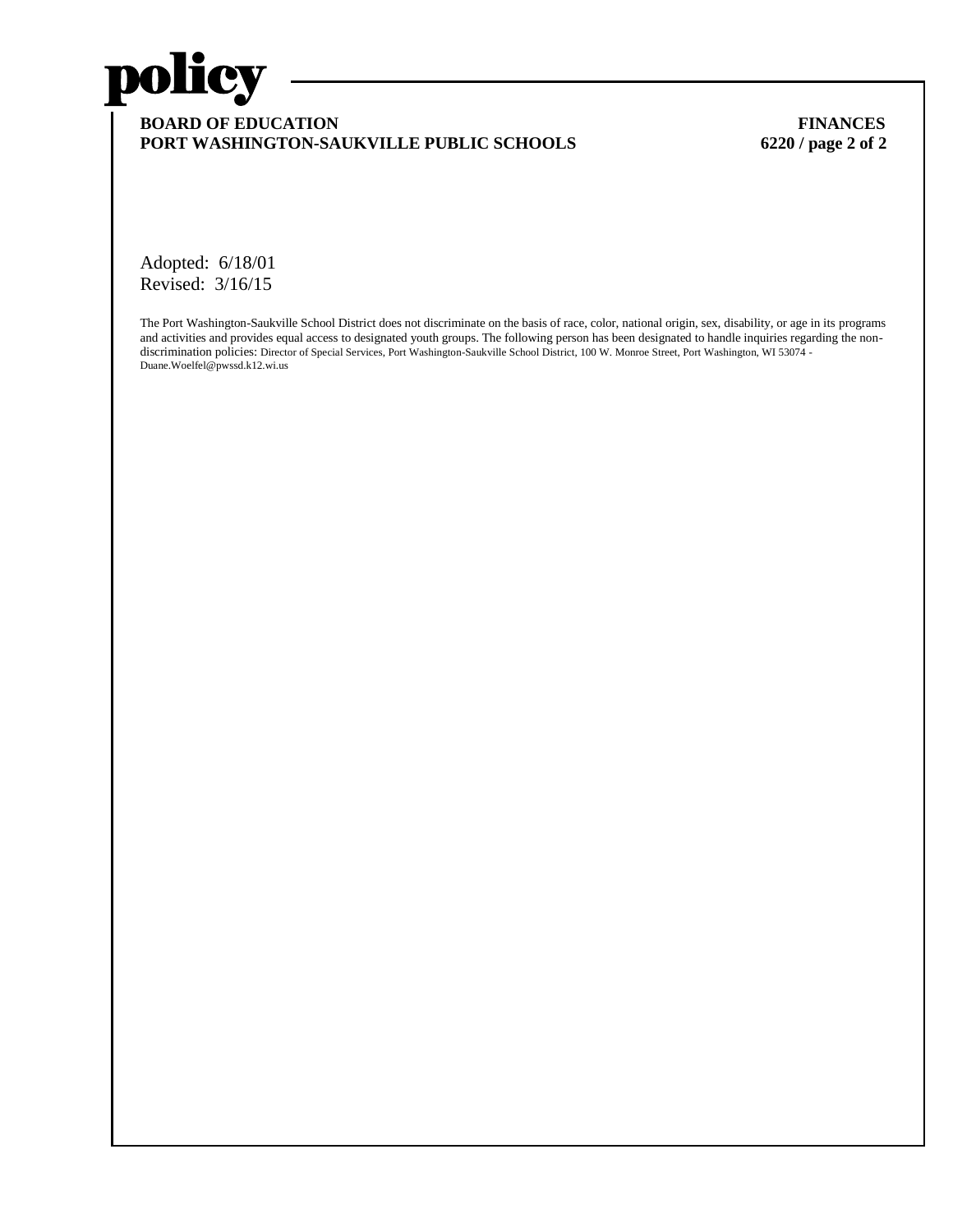Adopted: 6/18/01
Revised: 3/16/15

The Port Washington-Saukville School District does not discriminate on the basis of race, color, national origin, sex, disability, or age in its programs and activities and provides equal access to designated youth groups. The following person has been designated to handle inquiries regarding the non-discrimination policies: Director of Special Services, Port Washington-Saukville School District, 100 W. Monroe Street, Port Washington, WI 53074 - Duane.Woelfel@pwssd.k12.wi.us